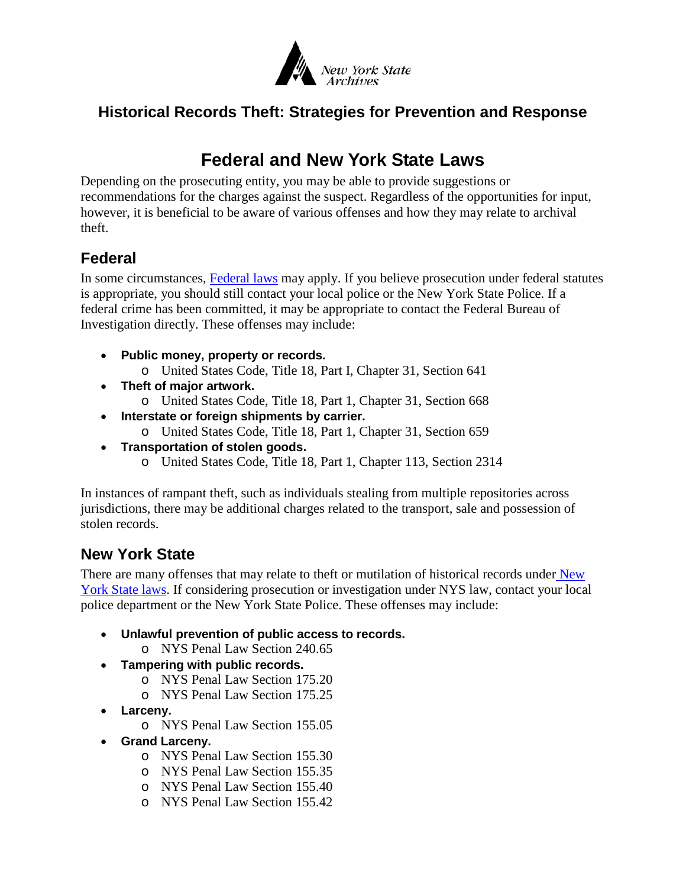New York State Archives

# Historical Records Theft: Strategies for Prevention and Response

## Federal and New York State Laws

Depending on the prosecuting entity, you may be able to provide suggestions or recommendations for the charges against the suspect. Regardless of the opportunities for input, however, it is beneficial to be aware of various offenses and how they may relate to archival theft.

### Federal

In some circumstances, Federal laws may apply. If you believe prosecution under federal statutes is appropriate, you should still contact your local police or the New York State Police. If a federal crime has been committed, it may be appropriate to contact the Federal Bureau of Investigation directly. These offenses may include:

- **Public money, property or records.**
  - United States Code, Title 18, Part I, Chapter 31, Section 641
- **Theft of major artwork.**
  - United States Code, Title 18, Part 1, Chapter 31, Section 668
- **Interstate or foreign shipments by carrier.**
  - United States Code, Title 18, Part 1, Chapter 31, Section 659
- **Transportation of stolen goods.**
  - United States Code, Title 18, Part 1, Chapter 113, Section 2314

In instances of rampant theft, such as individuals stealing from multiple repositories across jurisdictions, there may be additional charges related to the transport, sale and possession of stolen records.

### New York State

There are many offenses that may relate to theft or mutilation of historical records under New York State laws. If considering prosecution or investigation under NYS law, contact your local police department or the New York State Police. These offenses may include:

- **Unlawful prevention of public access to records.**
  - NYS Penal Law Section 240.65
- **Tampering with public records.**
  - NYS Penal Law Section 175.20
  - NYS Penal Law Section 175.25
- **Larceny.**
  - NYS Penal Law Section 155.05
- **Grand Larceny.**
  - NYS Penal Law Section 155.30
  - NYS Penal Law Section 155.35
  - NYS Penal Law Section 155.40
  - NYS Penal Law Section 155.42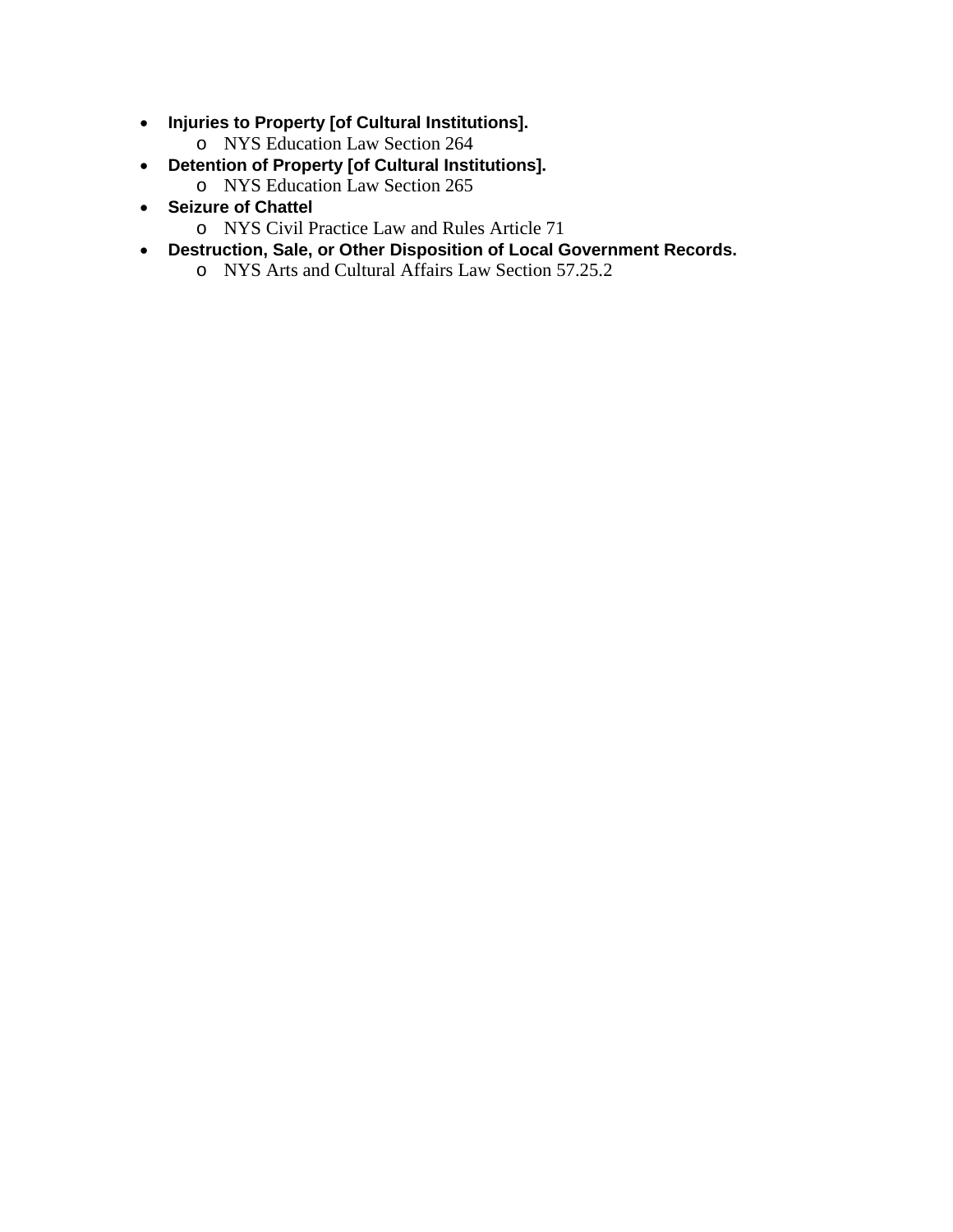- **Injuries to Property [of Cultural Institutions].**
  - NYS Education Law Section 264
- **Detention of Property [of Cultural Institutions].**
  - NYS Education Law Section 265
- **Seizure of Chattel**
  - NYS Civil Practice Law and Rules Article 71
- **Destruction, Sale, or Other Disposition of Local Government Records.**
  - NYS Arts and Cultural Affairs Law Section 57.25.2